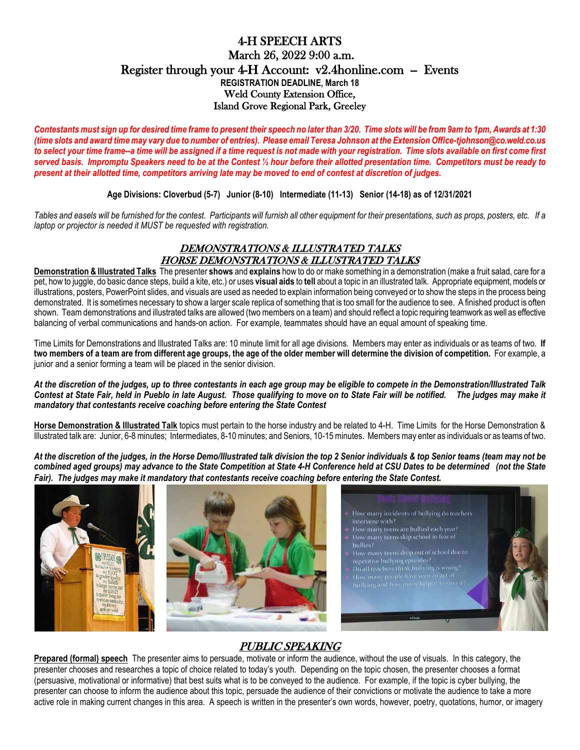# 4-H SPEECH ARTS

## March 26, 2022 9:00 a.m.

## Register through your 4-H Account: v2.4honline.com – Events

**REGISTRATION DEADLINE, March 18**

Weld County Extension Office,
Island Grove Regional Park, Greeley

***Contestants must sign up for desired time frame to present their speech no later than 3/20. Time slots will be from 9am to 1pm, Awards at 1:30 (time slots and award time may vary due to number of entries). Please email Teresa Johnson at the Extension Office-tjohnson@co.weld.co.us to select your time frame--a time will be assigned if a time request is not made with your registration. Time slots available on first come first served basis. Impromptu Speakers need to be at the Contest ½ hour before their allotted presentation time. Competitors must be ready to present at their allotted time, competitors arriving late may be moved to end of contest at discretion of judges.***

**Age Divisions: Cloverbud (5-7) Junior (8-10) Intermediate (11-13) Senior (14-18) as of 12/31/2021**

*Tables and easels will be furnished for the contest. Participants will furnish all other equipment for their presentations, such as props, posters, etc. If a laptop or projector is needed it MUST be requested with registration.*

## DEMONSTRATIONS & ILLUSTRATED TALKS
## HORSE DEMONSTRATIONS & ILLUSTRATED TALKS

**Demonstration & Illustrated Talks** The presenter **shows** and **explains** how to do or make something in a demonstration (make a fruit salad, care for a pet, how to juggle, do basic dance steps, build a kite, etc.) or uses **visual aids** to **tell** about a topic in an illustrated talk. Appropriate equipment, models or illustrations, posters, PowerPoint slides, and visuals are used as needed to explain information being conveyed or to show the steps in the process being demonstrated. It is sometimes necessary to show a larger scale replica of something that is too small for the audience to see. A finished product is often shown. Team demonstrations and illustrated talks are allowed (two members on a team) and should reflect a topic requiring teamwork as well as effective balancing of verbal communications and hands-on action. For example, teammates should have an equal amount of speaking time.

Time Limits for Demonstrations and Illustrated Talks are: 10 minute limit for all age divisions. Members may enter as individuals or as teams of two. **If two members of a team are from different age groups, the age of the older member will determine the division of competition.** For example, a junior and a senior forming a team will be placed in the senior division.

***At the discretion of the judges, up to three contestants in each age group may be eligible to compete in the Demonstration/Illustrated Talk Contest at State Fair, held in Pueblo in late August. Those qualifying to move on to State Fair will be notified. The judges may make it mandatory that contestants receive coaching before entering the State Contest***

**Horse Demonstration & Illustrated Talk** topics must pertain to the horse industry and be related to 4-H. Time Limits for the Horse Demonstration & Illustrated talk are: Junior, 6-8 minutes; Intermediates, 8-10 minutes; and Seniors, 10-15 minutes. Members may enter as individuals or as teams of two.

***At the discretion of the judges, in the Horse Demo/Illustrated talk division the top 2 Senior individuals & top Senior teams (team may not be combined aged groups) may advance to the State Competition at State 4-H Conference held at CSU Dates to be determined (not the State Fair). The judges may make it mandatory that contestants receive coaching before entering the State Contest.***

## PUBLIC SPEAKING

**Prepared (formal) speech** The presenter aims to persuade, motivate or inform the audience, without the use of visuals. In this category, the presenter chooses and researches a topic of choice related to today's youth. Depending on the topic chosen, the presenter chooses a format (persuasive, motivational or informative) that best suits what is to be conveyed to the audience. For example, if the topic is cyber bullying, the presenter can choose to inform the audience about this topic, persuade the audience of their convictions or motivate the audience to take a more active role in making current changes in this area. A speech is written in the presenter's own words, however, poetry, quotations, humor, or imagery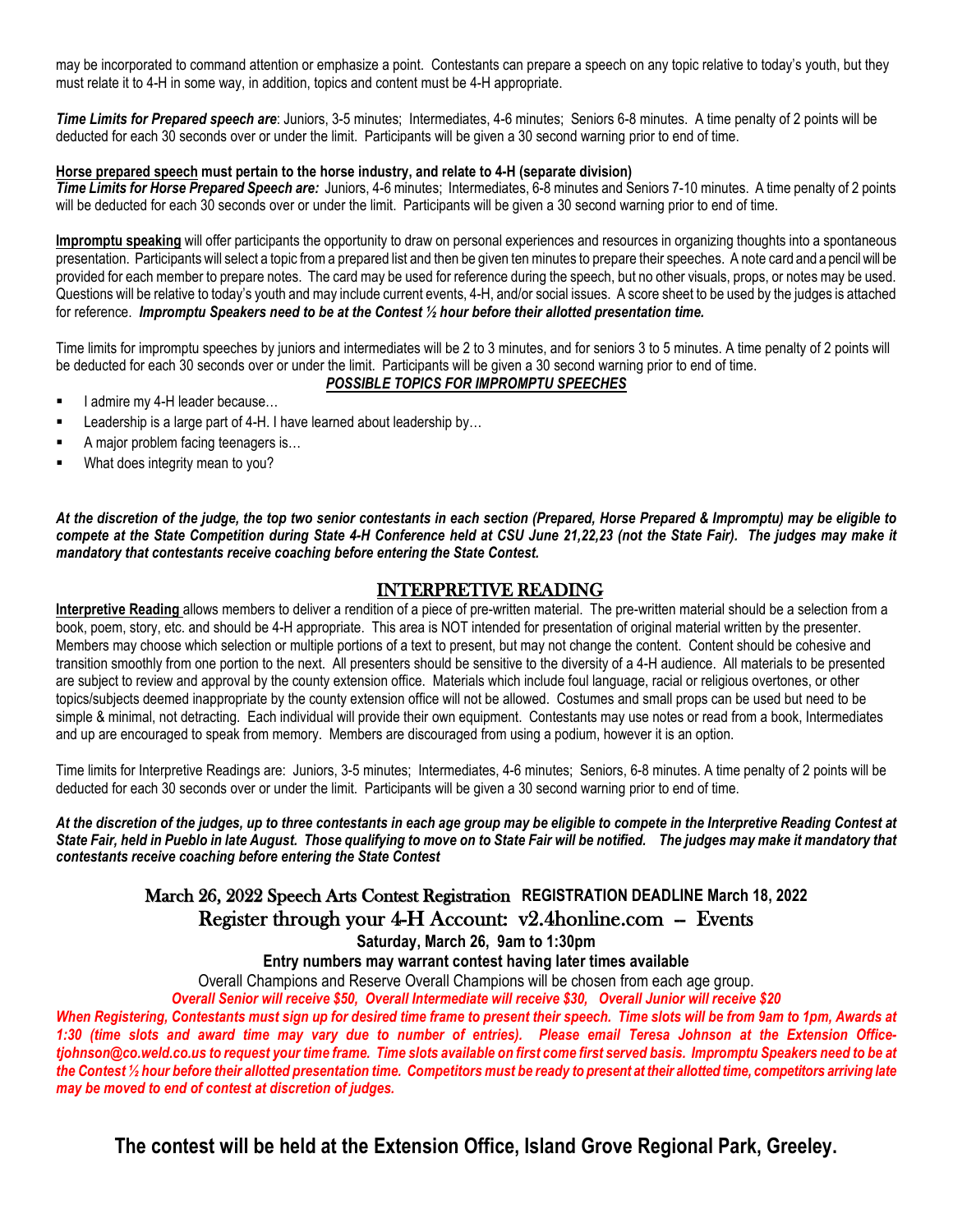may be incorporated to command attention or emphasize a point. Contestants can prepare a speech on any topic relative to today's youth, but they must relate it to 4-H in some way, in addition, topics and content must be 4-H appropriate.

***Time Limits for Prepared speech are***: Juniors, 3-5 minutes; Intermediates, 4-6 minutes; Seniors 6-8 minutes. A time penalty of 2 points will be deducted for each 30 seconds over or under the limit. Participants will be given a 30 second warning prior to end of time.

**Horse prepared speech must pertain to the horse industry, and relate to 4-H (separate division)**
***Time Limits for Horse Prepared Speech are:*** Juniors, 4-6 minutes; Intermediates, 6-8 minutes and Seniors 7-10 minutes. A time penalty of 2 points will be deducted for each 30 seconds over or under the limit. Participants will be given a 30 second warning prior to end of time.

**Impromptu speaking** will offer participants the opportunity to draw on personal experiences and resources in organizing thoughts into a spontaneous presentation. Participants will select a topic from a prepared list and then be given ten minutes to prepare their speeches. A note card and a pencil will be provided for each member to prepare notes. The card may be used for reference during the speech, but no other visuals, props, or notes may be used. Questions will be relative to today's youth and may include current events, 4-H, and/or social issues. A score sheet to be used by the judges is attached for reference. ***Impromptu Speakers need to be at the Contest ½ hour before their allotted presentation time.***

Time limits for impromptu speeches by juniors and intermediates will be 2 to 3 minutes, and for seniors 3 to 5 minutes. A time penalty of 2 points will be deducted for each 30 seconds over or under the limit. Participants will be given a 30 second warning prior to end of time.

***POSSIBLE TOPICS FOR IMPROMPTU SPEECHES***

- I admire my 4-H leader because…
- Leadership is a large part of 4-H. I have learned about leadership by…
- A major problem facing teenagers is…
- What does integrity mean to you?

***At the discretion of the judge, the top two senior contestants in each section (Prepared, Horse Prepared & Impromptu) may be eligible to compete at the State Competition during State 4-H Conference held at CSU June 21,22,23 (not the State Fair). The judges may make it mandatory that contestants receive coaching before entering the State Contest.***

## INTERPRETIVE READING

**Interpretive Reading** allows members to deliver a rendition of a piece of pre-written material. The pre-written material should be a selection from a book, poem, story, etc. and should be 4-H appropriate. This area is NOT intended for presentation of original material written by the presenter. Members may choose which selection or multiple portions of a text to present, but may not change the content. Content should be cohesive and transition smoothly from one portion to the next. All presenters should be sensitive to the diversity of a 4-H audience. All materials to be presented are subject to review and approval by the county extension office. Materials which include foul language, racial or religious overtones, or other topics/subjects deemed inappropriate by the county extension office will not be allowed. Costumes and small props can be used but need to be simple & minimal, not detracting. Each individual will provide their own equipment. Contestants may use notes or read from a book, Intermediates and up are encouraged to speak from memory. Members are discouraged from using a podium, however it is an option.

Time limits for Interpretive Readings are: Juniors, 3-5 minutes; Intermediates, 4-6 minutes; Seniors, 6-8 minutes. A time penalty of 2 points will be deducted for each 30 seconds over or under the limit. Participants will be given a 30 second warning prior to end of time.

***At the discretion of the judges, up to three contestants in each age group may be eligible to compete in the Interpretive Reading Contest at State Fair, held in Pueblo in late August. Those qualifying to move on to State Fair will be notified. The judges may make it mandatory that contestants receive coaching before entering the State Contest***

### March 26, 2022 Speech Arts Contest Registration **REGISTRATION DEADLINE March 18, 2022**

### Register through your 4-H Account: v2.4honline.com – Events

**Saturday, March 26, 9am to 1:30pm**

**Entry numbers may warrant contest having later times available**

Overall Champions and Reserve Overall Champions will be chosen from each age group.

***Overall Senior will receive $50, Overall Intermediate will receive $30, Overall Junior will receive $20***

***When Registering, Contestants must sign up for desired time frame to present their speech. Time slots will be from 9am to 1pm, Awards at 1:30 (time slots and award time may vary due to number of entries). Please email Teresa Johnson at the Extension Office-tjohnson@co.weld.co.us to request your time frame. Time slots available on first come first served basis. Impromptu Speakers need to be at the Contest ½ hour before their allotted presentation time. Competitors must be ready to present at their allotted time, competitors arriving late may be moved to end of contest at discretion of judges.***

**The contest will be held at the Extension Office, Island Grove Regional Park, Greeley.**